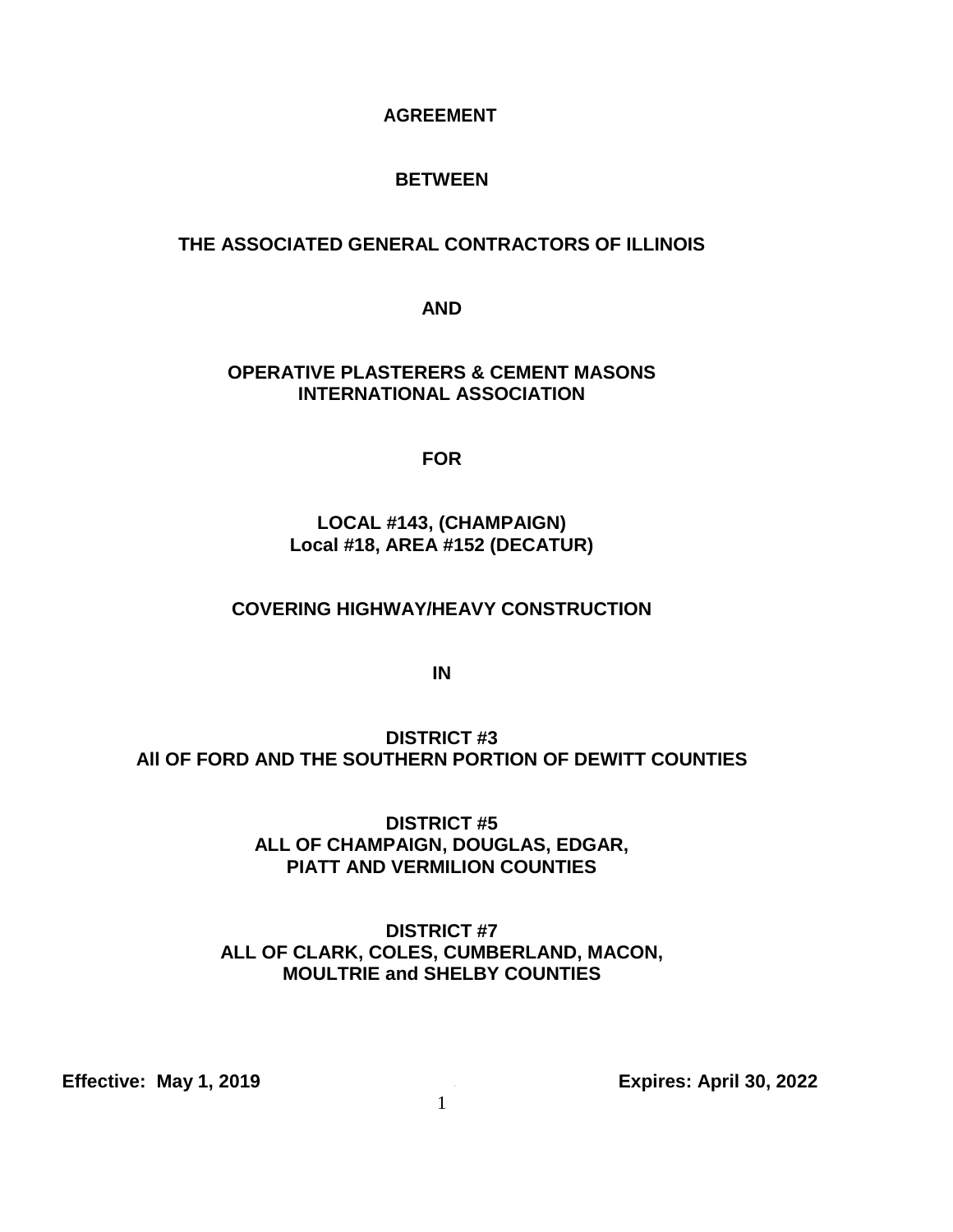# AGREEMENT

**BETWEEN**

**THE ASSOCIATED GENERAL CONTRACTORS OF ILLINOIS**

**AND**

**OPERATIVE PLASTERERS & CEMENT MASONS INTERNATIONAL ASSOCIATION**

**FOR**

**LOCAL #143, (CHAMPAIGN)**
**Local #18, AREA #152 (DECATUR)**

**COVERING HIGHWAY/HEAVY CONSTRUCTION**

**IN**

**DISTRICT #3**
**All OF FORD AND THE SOUTHERN PORTION OF DEWITT COUNTIES**

**DISTRICT #5**
**ALL OF CHAMPAIGN, DOUGLAS, EDGAR, PIATT AND VERMILION COUNTIES**

**DISTRICT #7**
**ALL OF CLARK, COLES, CUMBERLAND, MACON, MOULTRIE and SHELBY COUNTIES**

**Effective: May 1, 2019** **Expires: April 30, 2022**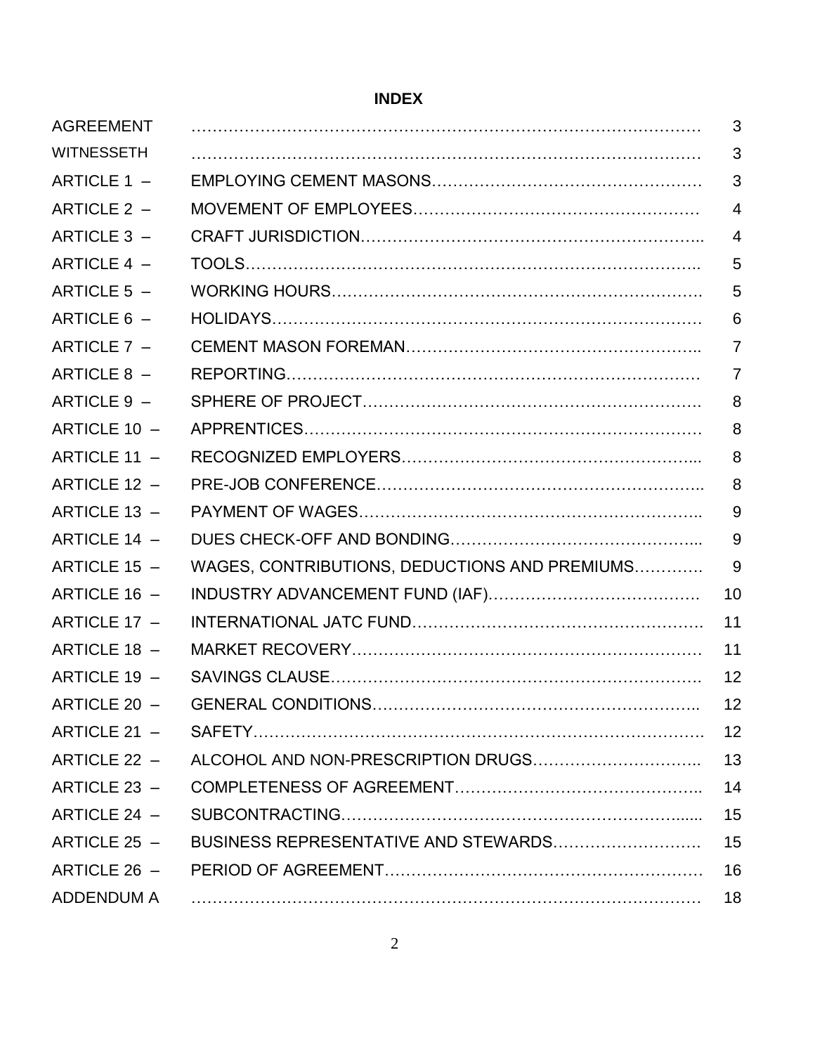# INDEX

| | | |
|---|---|---|
| AGREEMENT | | 3 |
| WITNESSETH | | 3 |
| ARTICLE 1 – | EMPLOYING CEMENT MASONS | 3 |
| ARTICLE 2 – | MOVEMENT OF EMPLOYEES | 4 |
| ARTICLE 3 – | CRAFT JURISDICTION | 4 |
| ARTICLE 4 – | TOOLS | 5 |
| ARTICLE 5 – | WORKING HOURS | 5 |
| ARTICLE 6 – | HOLIDAYS | 6 |
| ARTICLE 7 – | CEMENT MASON FOREMAN | 7 |
| ARTICLE 8 – | REPORTING | 7 |
| ARTICLE 9 – | SPHERE OF PROJECT | 8 |
| ARTICLE 10 – | APPRENTICES | 8 |
| ARTICLE 11 – | RECOGNIZED EMPLOYERS | 8 |
| ARTICLE 12 – | PRE-JOB CONFERENCE | 8 |
| ARTICLE 13 – | PAYMENT OF WAGES | 9 |
| ARTICLE 14 – | DUES CHECK-OFF AND BONDING | 9 |
| ARTICLE 15 – | WAGES, CONTRIBUTIONS, DEDUCTIONS AND PREMIUMS | 9 |
| ARTICLE 16 – | INDUSTRY ADVANCEMENT FUND (IAF) | 10 |
| ARTICLE 17 – | INTERNATIONAL JATC FUND | 11 |
| ARTICLE 18 – | MARKET RECOVERY | 11 |
| ARTICLE 19 – | SAVINGS CLAUSE | 12 |
| ARTICLE 20 – | GENERAL CONDITIONS | 12 |
| ARTICLE 21 – | SAFETY | 12 |
| ARTICLE 22 – | ALCOHOL AND NON-PRESCRIPTION DRUGS | 13 |
| ARTICLE 23 – | COMPLETENESS OF AGREEMENT | 14 |
| ARTICLE 24 – | SUBCONTRACTING | 15 |
| ARTICLE 25 – | BUSINESS REPRESENTATIVE AND STEWARDS | 15 |
| ARTICLE 26 – | PERIOD OF AGREEMENT | 16 |
| ADDENDUM A | | 18 |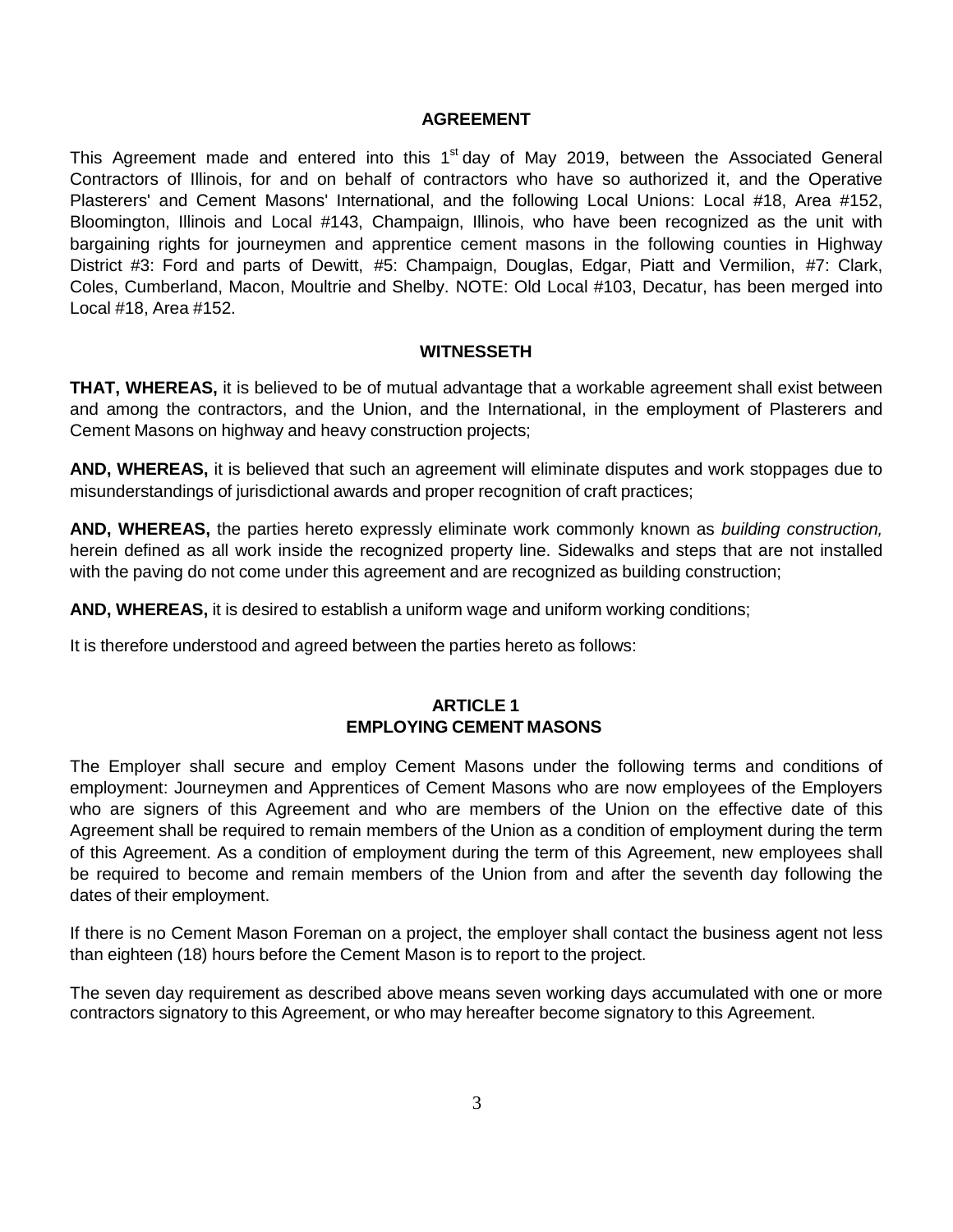## AGREEMENT

This Agreement made and entered into this 1st day of May 2019, between the Associated General Contractors of Illinois, for and on behalf of contractors who have so authorized it, and the Operative Plasterers' and Cement Masons' International, and the following Local Unions: Local #18, Area #152, Bloomington, Illinois and Local #143, Champaign, Illinois, who have been recognized as the unit with bargaining rights for journeymen and apprentice cement masons in the following counties in Highway District #3: Ford and parts of Dewitt, #5: Champaign, Douglas, Edgar, Piatt and Vermilion, #7: Clark, Coles, Cumberland, Macon, Moultrie and Shelby. NOTE: Old Local #103, Decatur, has been merged into Local #18, Area #152.

## WITNESSETH

**THAT, WHEREAS,** it is believed to be of mutual advantage that a workable agreement shall exist between and among the contractors, and the Union, and the International, in the employment of Plasterers and Cement Masons on highway and heavy construction projects;

**AND, WHEREAS,** it is believed that such an agreement will eliminate disputes and work stoppages due to misunderstandings of jurisdictional awards and proper recognition of craft practices;

**AND, WHEREAS,** the parties hereto expressly eliminate work commonly known as *building construction,* herein defined as all work inside the recognized property line. Sidewalks and steps that are not installed with the paving do not come under this agreement and are recognized as building construction;

**AND, WHEREAS,** it is desired to establish a uniform wage and uniform working conditions;

It is therefore understood and agreed between the parties hereto as follows:

## ARTICLE 1
## EMPLOYING CEMENT MASONS

The Employer shall secure and employ Cement Masons under the following terms and conditions of employment: Journeymen and Apprentices of Cement Masons who are now employees of the Employers who are signers of this Agreement and who are members of the Union on the effective date of this Agreement shall be required to remain members of the Union as a condition of employment during the term of this Agreement. As a condition of employment during the term of this Agreement, new employees shall be required to become and remain members of the Union from and after the seventh day following the dates of their employment.

If there is no Cement Mason Foreman on a project, the employer shall contact the business agent not less than eighteen (18) hours before the Cement Mason is to report to the project.

The seven day requirement as described above means seven working days accumulated with one or more contractors signatory to this Agreement, or who may hereafter become signatory to this Agreement.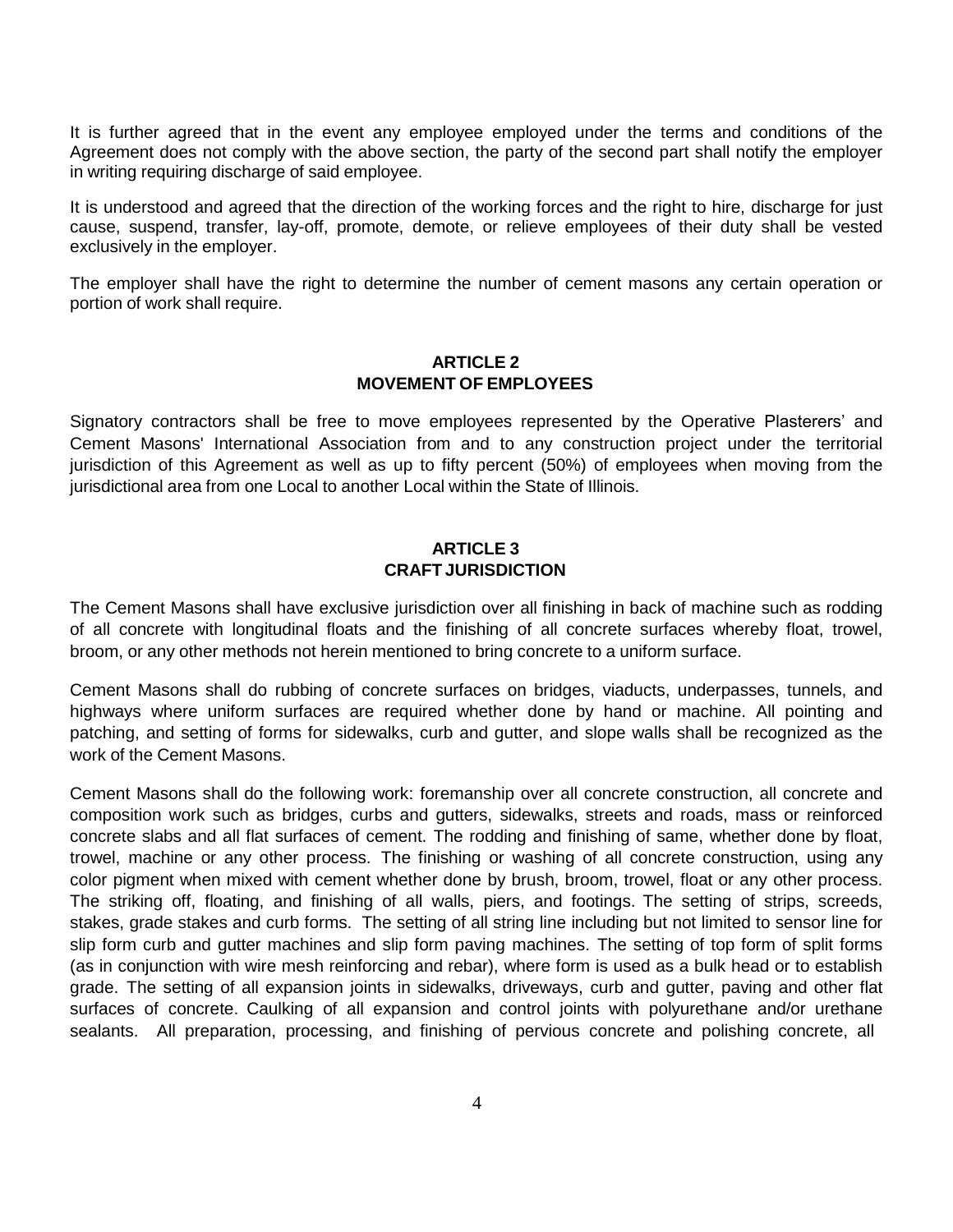It is further agreed that in the event any employee employed under the terms and conditions of the Agreement does not comply with the above section, the party of the second part shall notify the employer in writing requiring discharge of said employee.

It is understood and agreed that the direction of the working forces and the right to hire, discharge for just cause, suspend, transfer, lay-off, promote, demote, or relieve employees of their duty shall be vested exclusively in the employer.

The employer shall have the right to determine the number of cement masons any certain operation or portion of work shall require.

## ARTICLE 2
## MOVEMENT OF EMPLOYEES

Signatory contractors shall be free to move employees represented by the Operative Plasterers' and Cement Masons' International Association from and to any construction project under the territorial jurisdiction of this Agreement as well as up to fifty percent (50%) of employees when moving from the jurisdictional area from one Local to another Local within the State of Illinois.

## ARTICLE 3
## CRAFT JURISDICTION

The Cement Masons shall have exclusive jurisdiction over all finishing in back of machine such as rodding of all concrete with longitudinal floats and the finishing of all concrete surfaces whereby float, trowel, broom, or any other methods not herein mentioned to bring concrete to a uniform surface.

Cement Masons shall do rubbing of concrete surfaces on bridges, viaducts, underpasses, tunnels, and highways where uniform surfaces are required whether done by hand or machine. All pointing and patching, and setting of forms for sidewalks, curb and gutter, and slope walls shall be recognized as the work of the Cement Masons.

Cement Masons shall do the following work: foremanship over all concrete construction, all concrete and composition work such as bridges, curbs and gutters, sidewalks, streets and roads, mass or reinforced concrete slabs and all flat surfaces of cement. The rodding and finishing of same, whether done by float, trowel, machine or any other process. The finishing or washing of all concrete construction, using any color pigment when mixed with cement whether done by brush, broom, trowel, float or any other process. The striking off, floating, and finishing of all walls, piers, and footings. The setting of strips, screeds, stakes, grade stakes and curb forms. The setting of all string line including but not limited to sensor line for slip form curb and gutter machines and slip form paving machines. The setting of top form of split forms (as in conjunction with wire mesh reinforcing and rebar), where form is used as a bulk head or to establish grade. The setting of all expansion joints in sidewalks, driveways, curb and gutter, paving and other flat surfaces of concrete. Caulking of all expansion and control joints with polyurethane and/or urethane sealants. All preparation, processing, and finishing of pervious concrete and polishing concrete, all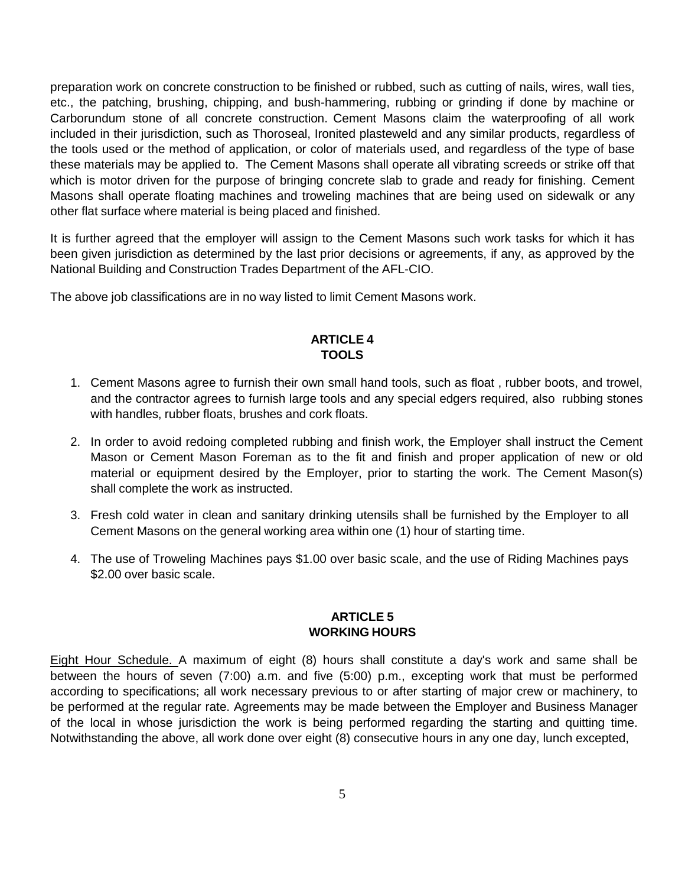preparation work on concrete construction to be finished or rubbed, such as cutting of nails, wires, wall ties, etc., the patching, brushing, chipping, and bush-hammering, rubbing or grinding if done by machine or Carborundum stone of all concrete construction. Cement Masons claim the waterproofing of all work included in their jurisdiction, such as Thoroseal, Ironited plasteweld and any similar products, regardless of the tools used or the method of application, or color of materials used, and regardless of the type of base these materials may be applied to. The Cement Masons shall operate all vibrating screeds or strike off that which is motor driven for the purpose of bringing concrete slab to grade and ready for finishing. Cement Masons shall operate floating machines and troweling machines that are being used on sidewalk or any other flat surface where material is being placed and finished.

It is further agreed that the employer will assign to the Cement Masons such work tasks for which it has been given jurisdiction as determined by the last prior decisions or agreements, if any, as approved by the National Building and Construction Trades Department of the AFL-CIO.

The above job classifications are in no way listed to limit Cement Masons work.

## ARTICLE 4
## TOOLS

1. Cement Masons agree to furnish their own small hand tools, such as float , rubber boots, and trowel, and the contractor agrees to furnish large tools and any special edgers required, also rubbing stones with handles, rubber floats, brushes and cork floats.
2. In order to avoid redoing completed rubbing and finish work, the Employer shall instruct the Cement Mason or Cement Mason Foreman as to the fit and finish and proper application of new or old material or equipment desired by the Employer, prior to starting the work. The Cement Mason(s) shall complete the work as instructed.
3. Fresh cold water in clean and sanitary drinking utensils shall be furnished by the Employer to all Cement Masons on the general working area within one (1) hour of starting time.
4. The use of Troweling Machines pays $1.00 over basic scale, and the use of Riding Machines pays $2.00 over basic scale.

## ARTICLE 5
## WORKING HOURS

<u>Eight Hour Schedule.</u> A maximum of eight (8) hours shall constitute a day's work and same shall be between the hours of seven (7:00) a.m. and five (5:00) p.m., excepting work that must be performed according to specifications; all work necessary previous to or after starting of major crew or machinery, to be performed at the regular rate. Agreements may be made between the Employer and Business Manager of the local in whose jurisdiction the work is being performed regarding the starting and quitting time. Notwithstanding the above, all work done over eight (8) consecutive hours in any one day, lunch excepted,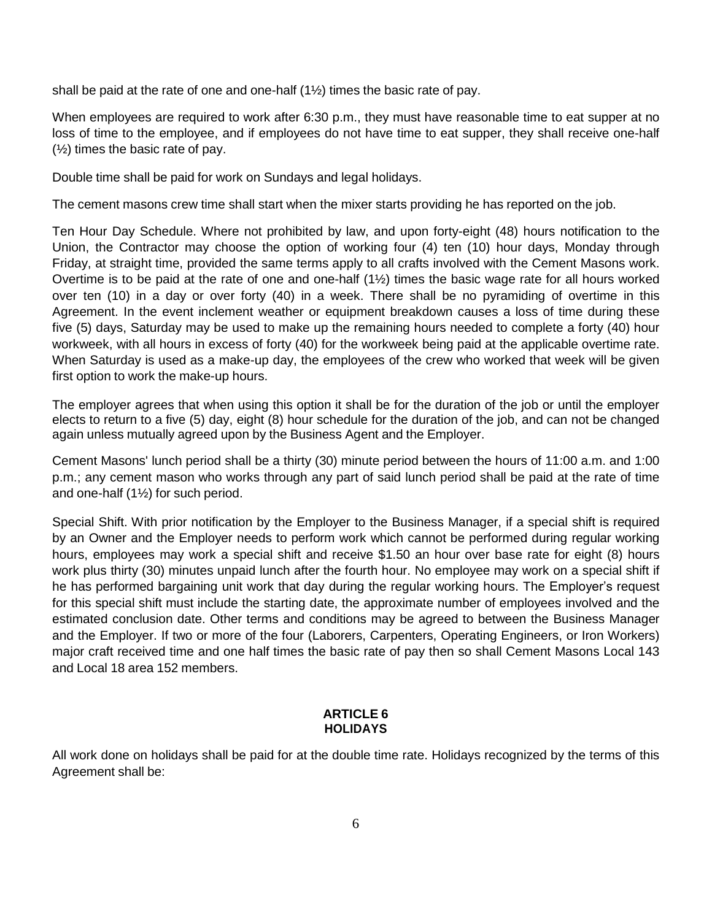shall be paid at the rate of one and one-half (1½) times the basic rate of pay.

When employees are required to work after 6:30 p.m., they must have reasonable time to eat supper at no loss of time to the employee, and if employees do not have time to eat supper, they shall receive one-half (½) times the basic rate of pay.

Double time shall be paid for work on Sundays and legal holidays.

The cement masons crew time shall start when the mixer starts providing he has reported on the job.

Ten Hour Day Schedule. Where not prohibited by law, and upon forty-eight (48) hours notification to the Union, the Contractor may choose the option of working four (4) ten (10) hour days, Monday through Friday, at straight time, provided the same terms apply to all crafts involved with the Cement Masons work. Overtime is to be paid at the rate of one and one-half (1½) times the basic wage rate for all hours worked over ten (10) in a day or over forty (40) in a week. There shall be no pyramiding of overtime in this Agreement. In the event inclement weather or equipment breakdown causes a loss of time during these five (5) days, Saturday may be used to make up the remaining hours needed to complete a forty (40) hour workweek, with all hours in excess of forty (40) for the workweek being paid at the applicable overtime rate. When Saturday is used as a make-up day, the employees of the crew who worked that week will be given first option to work the make-up hours.

The employer agrees that when using this option it shall be for the duration of the job or until the employer elects to return to a five (5) day, eight (8) hour schedule for the duration of the job, and can not be changed again unless mutually agreed upon by the Business Agent and the Employer.

Cement Masons' lunch period shall be a thirty (30) minute period between the hours of 11:00 a.m. and 1:00 p.m.; any cement mason who works through any part of said lunch period shall be paid at the rate of time and one-half (1½) for such period.

Special Shift. With prior notification by the Employer to the Business Manager, if a special shift is required by an Owner and the Employer needs to perform work which cannot be performed during regular working hours, employees may work a special shift and receive $1.50 an hour over base rate for eight (8) hours work plus thirty (30) minutes unpaid lunch after the fourth hour. No employee may work on a special shift if he has performed bargaining unit work that day during the regular working hours. The Employer's request for this special shift must include the starting date, the approximate number of employees involved and the estimated conclusion date. Other terms and conditions may be agreed to between the Business Manager and the Employer. If two or more of the four (Laborers, Carpenters, Operating Engineers, or Iron Workers) major craft received time and one half times the basic rate of pay then so shall Cement Masons Local 143 and Local 18 area 152 members.

## ARTICLE 6
## HOLIDAYS

All work done on holidays shall be paid for at the double time rate. Holidays recognized by the terms of this Agreement shall be: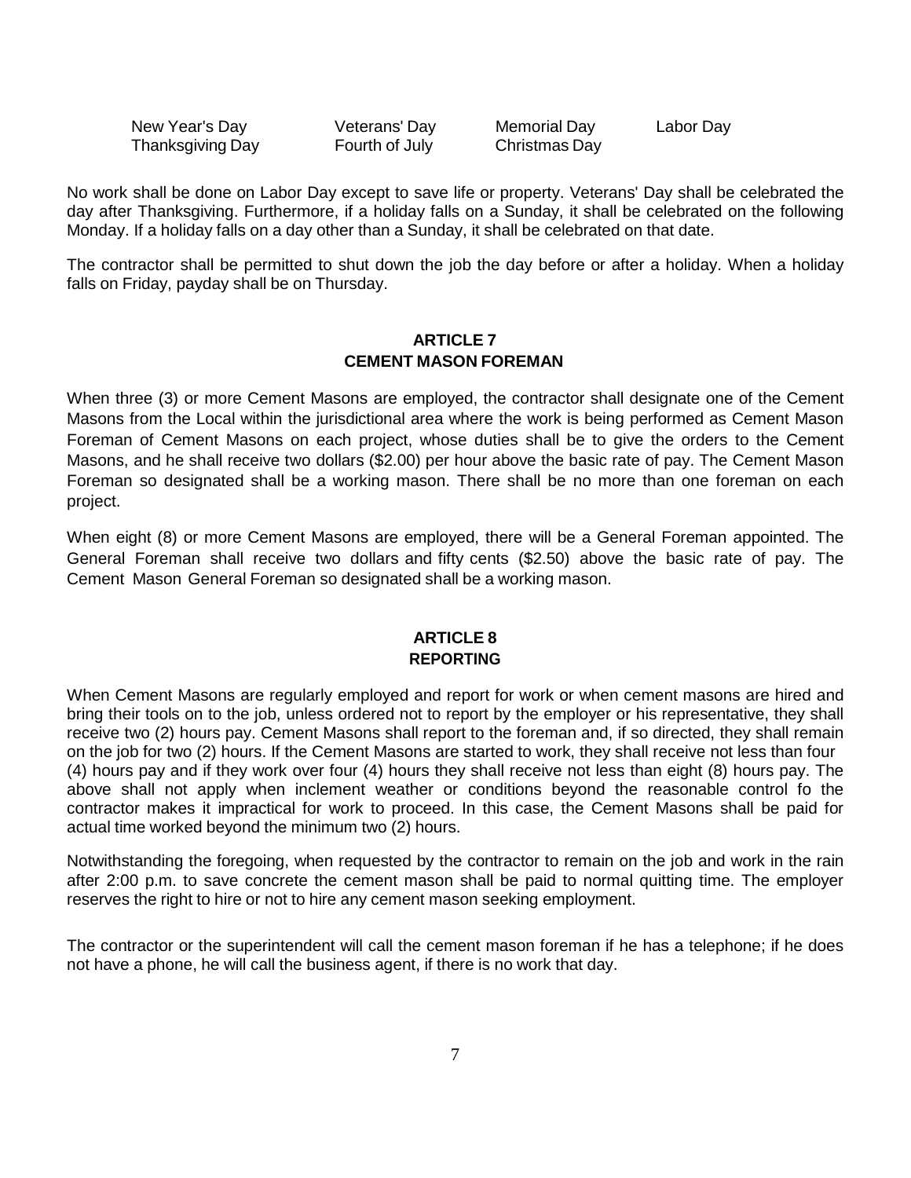| New Year's Day | Veterans' Day | Memorial Day | Labor Day |
|---|---|---|---|
| Thanksgiving Day | Fourth of July | Christmas Day | |

No work shall be done on Labor Day except to save life or property. Veterans' Day shall be celebrated the day after Thanksgiving. Furthermore, if a holiday falls on a Sunday, it shall be celebrated on the following Monday. If a holiday falls on a day other than a Sunday, it shall be celebrated on that date.

The contractor shall be permitted to shut down the job the day before or after a holiday. When a holiday falls on Friday, payday shall be on Thursday.

## ARTICLE 7
## CEMENT MASON FOREMAN

When three (3) or more Cement Masons are employed, the contractor shall designate one of the Cement Masons from the Local within the jurisdictional area where the work is being performed as Cement Mason Foreman of Cement Masons on each project, whose duties shall be to give the orders to the Cement Masons, and he shall receive two dollars ($2.00) per hour above the basic rate of pay. The Cement Mason Foreman so designated shall be a working mason. There shall be no more than one foreman on each project.

When eight (8) or more Cement Masons are employed, there will be a General Foreman appointed. The General Foreman shall receive two dollars and fifty cents ($2.50) above the basic rate of pay. The Cement Mason General Foreman so designated shall be a working mason.

## ARTICLE 8
## REPORTING

When Cement Masons are regularly employed and report for work or when cement masons are hired and bring their tools on to the job, unless ordered not to report by the employer or his representative, they shall receive two (2) hours pay. Cement Masons shall report to the foreman and, if so directed, they shall remain on the job for two (2) hours. If the Cement Masons are started to work, they shall receive not less than four (4) hours pay and if they work over four (4) hours they shall receive not less than eight (8) hours pay. The above shall not apply when inclement weather or conditions beyond the reasonable control fo the contractor makes it impractical for work to proceed. In this case, the Cement Masons shall be paid for actual time worked beyond the minimum two (2) hours.

Notwithstanding the foregoing, when requested by the contractor to remain on the job and work in the rain after 2:00 p.m. to save concrete the cement mason shall be paid to normal quitting time. The employer reserves the right to hire or not to hire any cement mason seeking employment.

The contractor or the superintendent will call the cement mason foreman if he has a telephone; if he does not have a phone, he will call the business agent, if there is no work that day.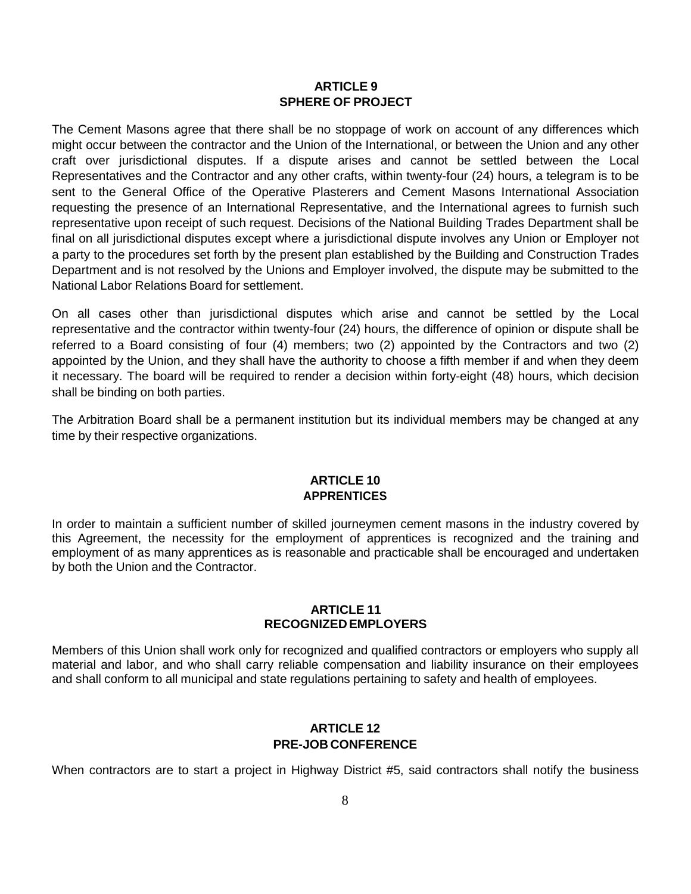## ARTICLE 9
## SPHERE OF PROJECT

The Cement Masons agree that there shall be no stoppage of work on account of any differences which might occur between the contractor and the Union of the International, or between the Union and any other craft over jurisdictional disputes. If a dispute arises and cannot be settled between the Local Representatives and the Contractor and any other crafts, within twenty-four (24) hours, a telegram is to be sent to the General Office of the Operative Plasterers and Cement Masons International Association requesting the presence of an International Representative, and the International agrees to furnish such representative upon receipt of such request. Decisions of the National Building Trades Department shall be final on all jurisdictional disputes except where a jurisdictional dispute involves any Union or Employer not a party to the procedures set forth by the present plan established by the Building and Construction Trades Department and is not resolved by the Unions and Employer involved, the dispute may be submitted to the National Labor Relations Board for settlement.

On all cases other than jurisdictional disputes which arise and cannot be settled by the Local representative and the contractor within twenty-four (24) hours, the difference of opinion or dispute shall be referred to a Board consisting of four (4) members; two (2) appointed by the Contractors and two (2) appointed by the Union, and they shall have the authority to choose a fifth member if and when they deem it necessary. The board will be required to render a decision within forty-eight (48) hours, which decision shall be binding on both parties.

The Arbitration Board shall be a permanent institution but its individual members may be changed at any time by their respective organizations.

## ARTICLE 10
## APPRENTICES

In order to maintain a sufficient number of skilled journeymen cement masons in the industry covered by this Agreement, the necessity for the employment of apprentices is recognized and the training and employment of as many apprentices as is reasonable and practicable shall be encouraged and undertaken by both the Union and the Contractor.

## ARTICLE 11
## RECOGNIZED EMPLOYERS

Members of this Union shall work only for recognized and qualified contractors or employers who supply all material and labor, and who shall carry reliable compensation and liability insurance on their employees and shall conform to all municipal and state regulations pertaining to safety and health of employees.

## ARTICLE 12
## PRE-JOB CONFERENCE

When contractors are to start a project in Highway District #5, said contractors shall notify the business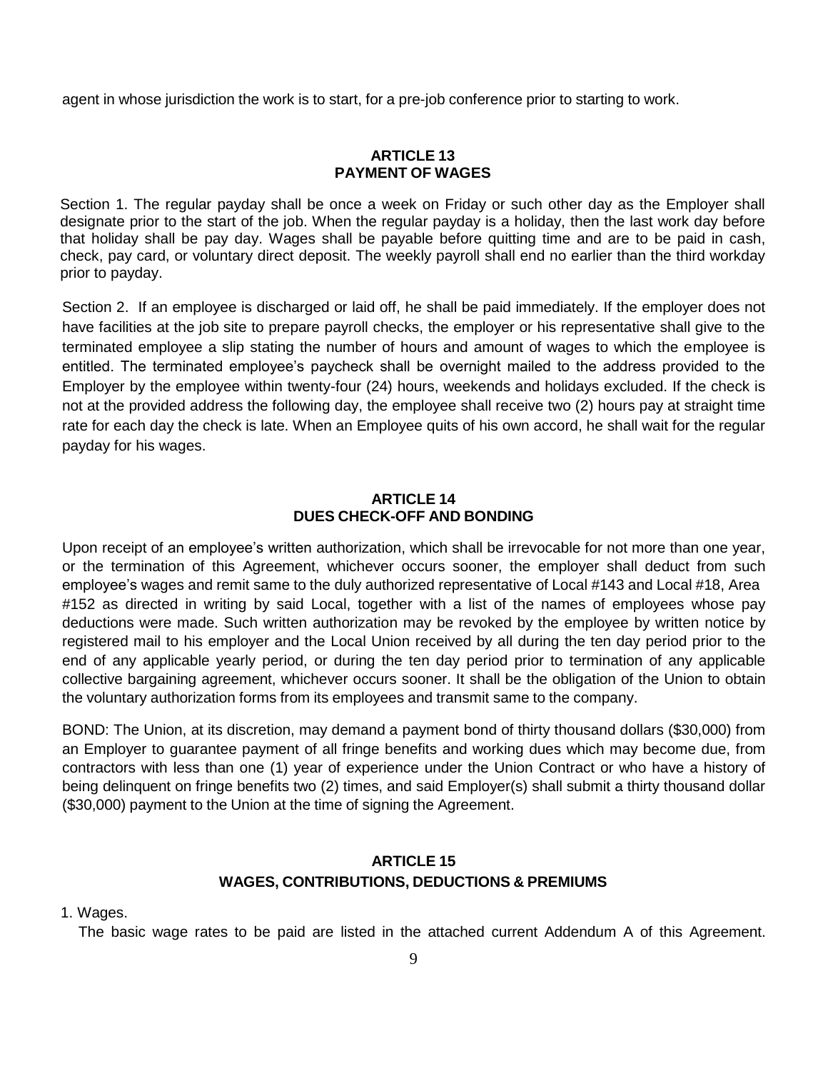agent in whose jurisdiction the work is to start, for a pre-job conference prior to starting to work.

## ARTICLE 13
## PAYMENT OF WAGES

Section 1. The regular payday shall be once a week on Friday or such other day as the Employer shall designate prior to the start of the job. When the regular payday is a holiday, then the last work day before that holiday shall be pay day. Wages shall be payable before quitting time and are to be paid in cash, check, pay card, or voluntary direct deposit. The weekly payroll shall end no earlier than the third workday prior to payday.

Section 2. If an employee is discharged or laid off, he shall be paid immediately. If the employer does not have facilities at the job site to prepare payroll checks, the employer or his representative shall give to the terminated employee a slip stating the number of hours and amount of wages to which the employee is entitled. The terminated employee's paycheck shall be overnight mailed to the address provided to the Employer by the employee within twenty-four (24) hours, weekends and holidays excluded. If the check is not at the provided address the following day, the employee shall receive two (2) hours pay at straight time rate for each day the check is late. When an Employee quits of his own accord, he shall wait for the regular payday for his wages.

## ARTICLE 14
## DUES CHECK-OFF AND BONDING

Upon receipt of an employee's written authorization, which shall be irrevocable for not more than one year, or the termination of this Agreement, whichever occurs sooner, the employer shall deduct from such employee's wages and remit same to the duly authorized representative of Local #143 and Local #18, Area #152 as directed in writing by said Local, together with a list of the names of employees whose pay deductions were made. Such written authorization may be revoked by the employee by written notice by registered mail to his employer and the Local Union received by all during the ten day period prior to the end of any applicable yearly period, or during the ten day period prior to termination of any applicable collective bargaining agreement, whichever occurs sooner. It shall be the obligation of the Union to obtain the voluntary authorization forms from its employees and transmit same to the company.

BOND: The Union, at its discretion, may demand a payment bond of thirty thousand dollars ($30,000) from an Employer to guarantee payment of all fringe benefits and working dues which may become due, from contractors with less than one (1) year of experience under the Union Contract or who have a history of being delinquent on fringe benefits two (2) times, and said Employer(s) shall submit a thirty thousand dollar ($30,000) payment to the Union at the time of signing the Agreement.

## ARTICLE 15
## WAGES, CONTRIBUTIONS, DEDUCTIONS & PREMIUMS

1. Wages.

The basic wage rates to be paid are listed in the attached current Addendum A of this Agreement.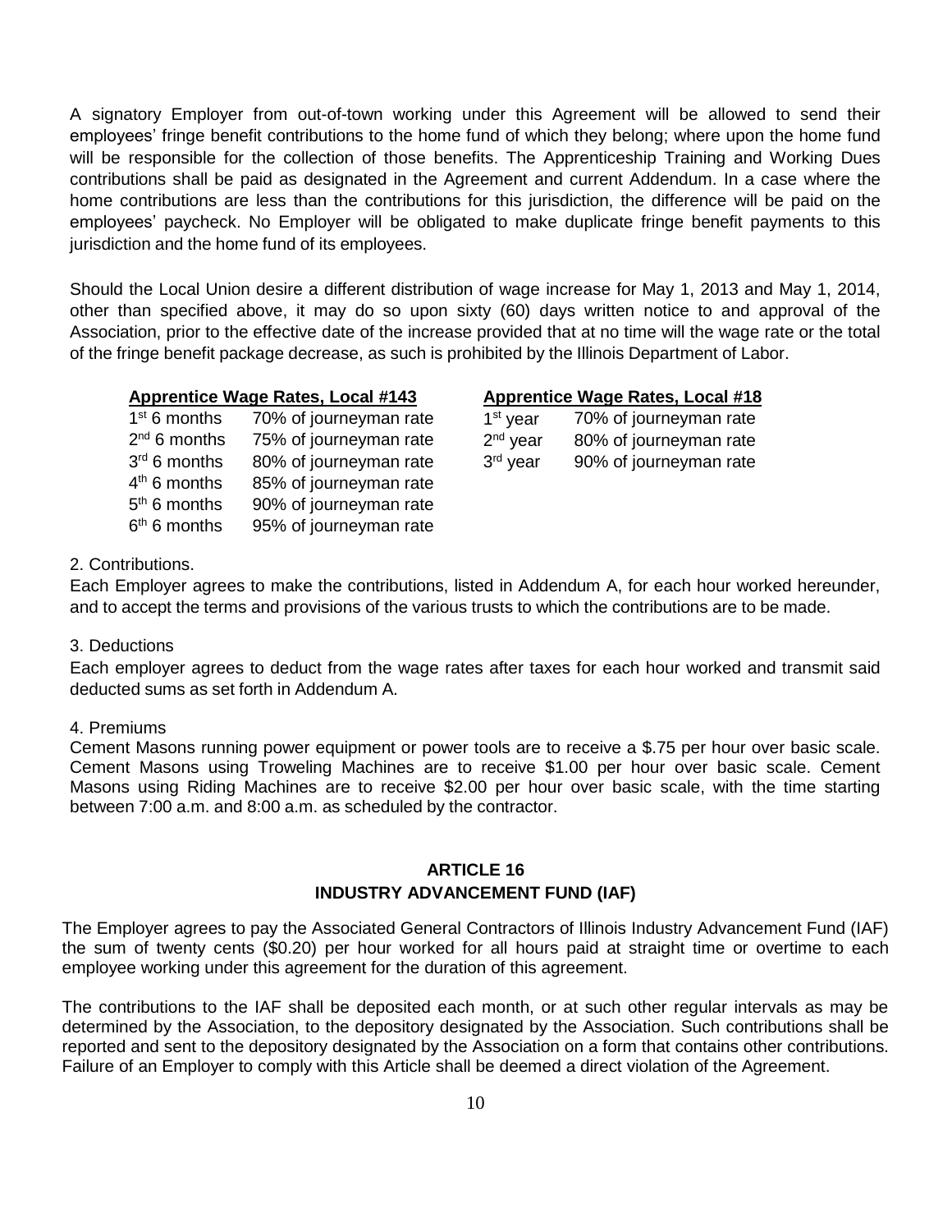A signatory Employer from out-of-town working under this Agreement will be allowed to send their employees' fringe benefit contributions to the home fund of which they belong; where upon the home fund will be responsible for the collection of those benefits. The Apprenticeship Training and Working Dues contributions shall be paid as designated in the Agreement and current Addendum. In a case where the home contributions are less than the contributions for this jurisdiction, the difference will be paid on the employees' paycheck. No Employer will be obligated to make duplicate fringe benefit payments to this jurisdiction and the home fund of its employees.

Should the Local Union desire a different distribution of wage increase for May 1, 2013 and May 1, 2014, other than specified above, it may do so upon sixty (60) days written notice to and approval of the Association, prior to the effective date of the increase provided that at no time will the wage rate or the total of the fringe benefit package decrease, as such is prohibited by the Illinois Department of Labor.

**Apprentice Wage Rates, Local #143**

| | |
|---|---|
| 1st 6 months | 70% of journeyman rate |
| 2nd 6 months | 75% of journeyman rate |
| 3rd 6 months | 80% of journeyman rate |
| 4th 6 months | 85% of journeyman rate |
| 5th 6 months | 90% of journeyman rate |
| 6th 6 months | 95% of journeyman rate |

**Apprentice Wage Rates, Local #18**

| | |
|---|---|
| 1st year | 70% of journeyman rate |
| 2nd year | 80% of journeyman rate |
| 3rd year | 90% of journeyman rate |

2. Contributions.

Each Employer agrees to make the contributions, listed in Addendum A, for each hour worked hereunder, and to accept the terms and provisions of the various trusts to which the contributions are to be made.

3. Deductions

Each employer agrees to deduct from the wage rates after taxes for each hour worked and transmit said deducted sums as set forth in Addendum A.

4. Premiums

Cement Masons running power equipment or power tools are to receive a $.75 per hour over basic scale. Cement Masons using Troweling Machines are to receive $1.00 per hour over basic scale. Cement Masons using Riding Machines are to receive $2.00 per hour over basic scale, with the time starting between 7:00 a.m. and 8:00 a.m. as scheduled by the contractor.

## ARTICLE 16
## INDUSTRY ADVANCEMENT FUND (IAF)

The Employer agrees to pay the Associated General Contractors of Illinois Industry Advancement Fund (IAF) the sum of twenty cents ($0.20) per hour worked for all hours paid at straight time or overtime to each employee working under this agreement for the duration of this agreement.

The contributions to the IAF shall be deposited each month, or at such other regular intervals as may be determined by the Association, to the depository designated by the Association. Such contributions shall be reported and sent to the depository designated by the Association on a form that contains other contributions. Failure of an Employer to comply with this Article shall be deemed a direct violation of the Agreement.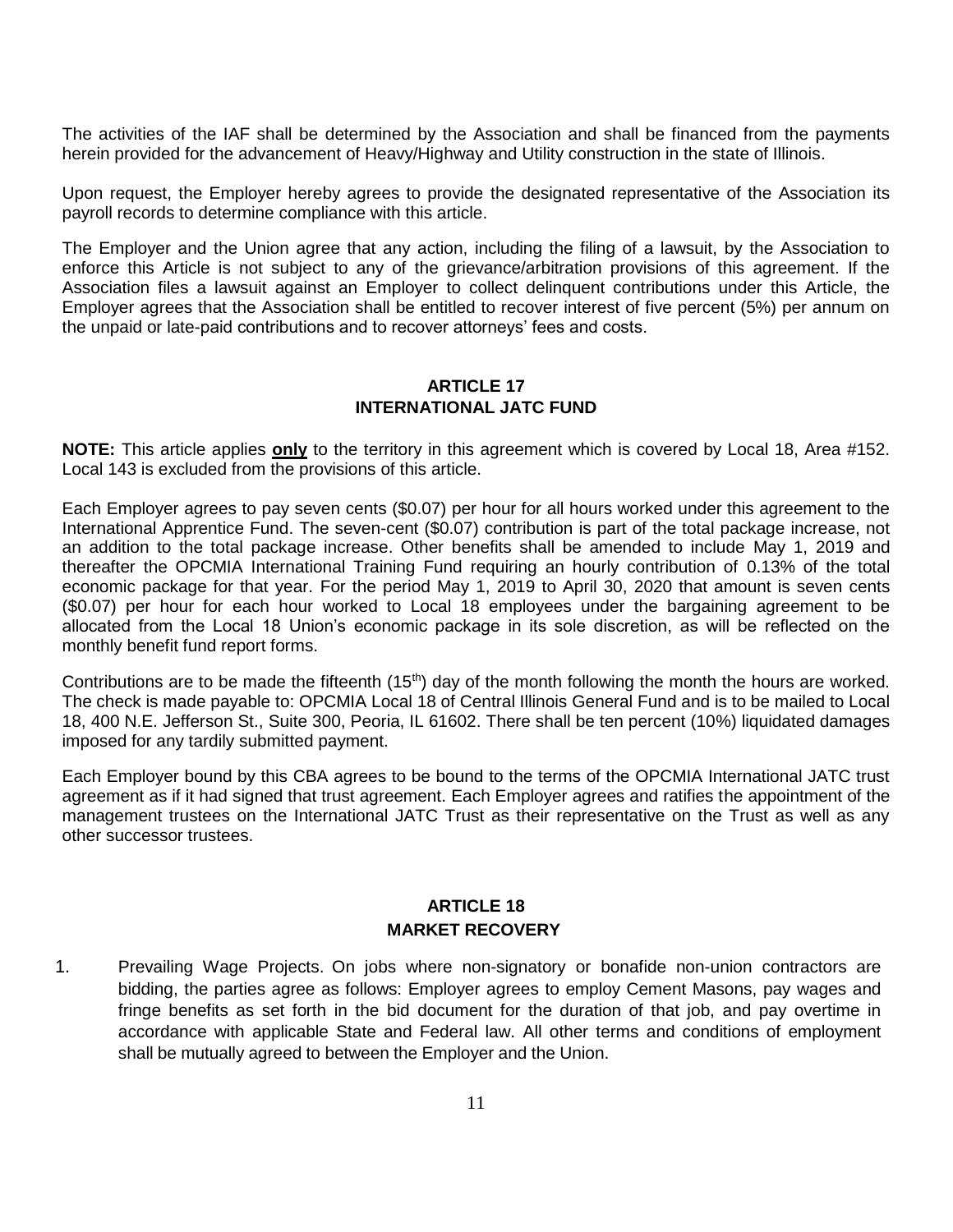The activities of the IAF shall be determined by the Association and shall be financed from the payments herein provided for the advancement of Heavy/Highway and Utility construction in the state of Illinois.

Upon request, the Employer hereby agrees to provide the designated representative of the Association its payroll records to determine compliance with this article.

The Employer and the Union agree that any action, including the filing of a lawsuit, by the Association to enforce this Article is not subject to any of the grievance/arbitration provisions of this agreement. If the Association files a lawsuit against an Employer to collect delinquent contributions under this Article, the Employer agrees that the Association shall be entitled to recover interest of five percent (5%) per annum on the unpaid or late-paid contributions and to recover attorneys' fees and costs.

## ARTICLE 17
## INTERNATIONAL JATC FUND

**NOTE:** This article applies **only** to the territory in this agreement which is covered by Local 18, Area #152. Local 143 is excluded from the provisions of this article.

Each Employer agrees to pay seven cents ($0.07) per hour for all hours worked under this agreement to the International Apprentice Fund. The seven-cent ($0.07) contribution is part of the total package increase, not an addition to the total package increase. Other benefits shall be amended to include May 1, 2019 and thereafter the OPCMIA International Training Fund requiring an hourly contribution of 0.13% of the total economic package for that year. For the period May 1, 2019 to April 30, 2020 that amount is seven cents ($0.07) per hour for each hour worked to Local 18 employees under the bargaining agreement to be allocated from the Local 18 Union's economic package in its sole discretion, as will be reflected on the monthly benefit fund report forms.

Contributions are to be made the fifteenth (15th) day of the month following the month the hours are worked. The check is made payable to: OPCMIA Local 18 of Central Illinois General Fund and is to be mailed to Local 18, 400 N.E. Jefferson St., Suite 300, Peoria, IL 61602. There shall be ten percent (10%) liquidated damages imposed for any tardily submitted payment.

Each Employer bound by this CBA agrees to be bound to the terms of the OPCMIA International JATC trust agreement as if it had signed that trust agreement. Each Employer agrees and ratifies the appointment of the management trustees on the International JATC Trust as their representative on the Trust as well as any other successor trustees.

## ARTICLE 18
## MARKET RECOVERY

1. Prevailing Wage Projects. On jobs where non-signatory or bonafide non-union contractors are bidding, the parties agree as follows: Employer agrees to employ Cement Masons, pay wages and fringe benefits as set forth in the bid document for the duration of that job, and pay overtime in accordance with applicable State and Federal law. All other terms and conditions of employment shall be mutually agreed to between the Employer and the Union.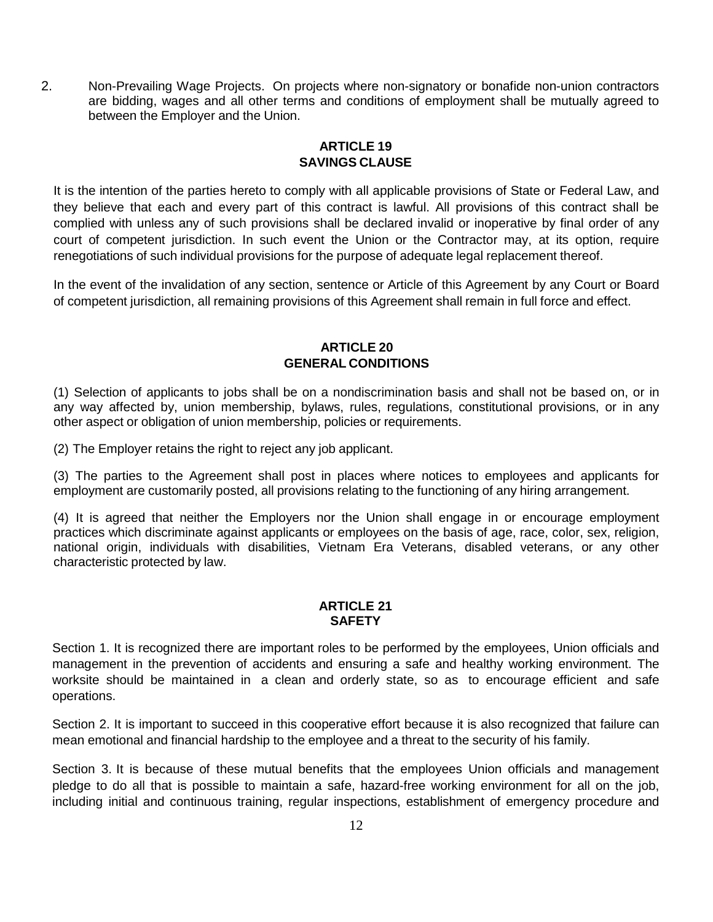2. Non-Prevailing Wage Projects. On projects where non-signatory or bonafide non-union contractors are bidding, wages and all other terms and conditions of employment shall be mutually agreed to between the Employer and the Union.

## ARTICLE 19
## SAVINGS CLAUSE

It is the intention of the parties hereto to comply with all applicable provisions of State or Federal Law, and they believe that each and every part of this contract is lawful. All provisions of this contract shall be complied with unless any of such provisions shall be declared invalid or inoperative by final order of any court of competent jurisdiction. In such event the Union or the Contractor may, at its option, require renegotiations of such individual provisions for the purpose of adequate legal replacement thereof.

In the event of the invalidation of any section, sentence or Article of this Agreement by any Court or Board of competent jurisdiction, all remaining provisions of this Agreement shall remain in full force and effect.

## ARTICLE 20
## GENERAL CONDITIONS

(1) Selection of applicants to jobs shall be on a nondiscrimination basis and shall not be based on, or in any way affected by, union membership, bylaws, rules, regulations, constitutional provisions, or in any other aspect or obligation of union membership, policies or requirements.

(2) The Employer retains the right to reject any job applicant.

(3) The parties to the Agreement shall post in places where notices to employees and applicants for employment are customarily posted, all provisions relating to the functioning of any hiring arrangement.

(4) It is agreed that neither the Employers nor the Union shall engage in or encourage employment practices which discriminate against applicants or employees on the basis of age, race, color, sex, religion, national origin, individuals with disabilities, Vietnam Era Veterans, disabled veterans, or any other characteristic protected by law.

## ARTICLE 21
## SAFETY

Section 1. It is recognized there are important roles to be performed by the employees, Union officials and management in the prevention of accidents and ensuring a safe and healthy working environment. The worksite should be maintained in a clean and orderly state, so as to encourage efficient and safe operations.

Section 2. It is important to succeed in this cooperative effort because it is also recognized that failure can mean emotional and financial hardship to the employee and a threat to the security of his family.

Section 3. It is because of these mutual benefits that the employees Union officials and management pledge to do all that is possible to maintain a safe, hazard-free working environment for all on the job, including initial and continuous training, regular inspections, establishment of emergency procedure and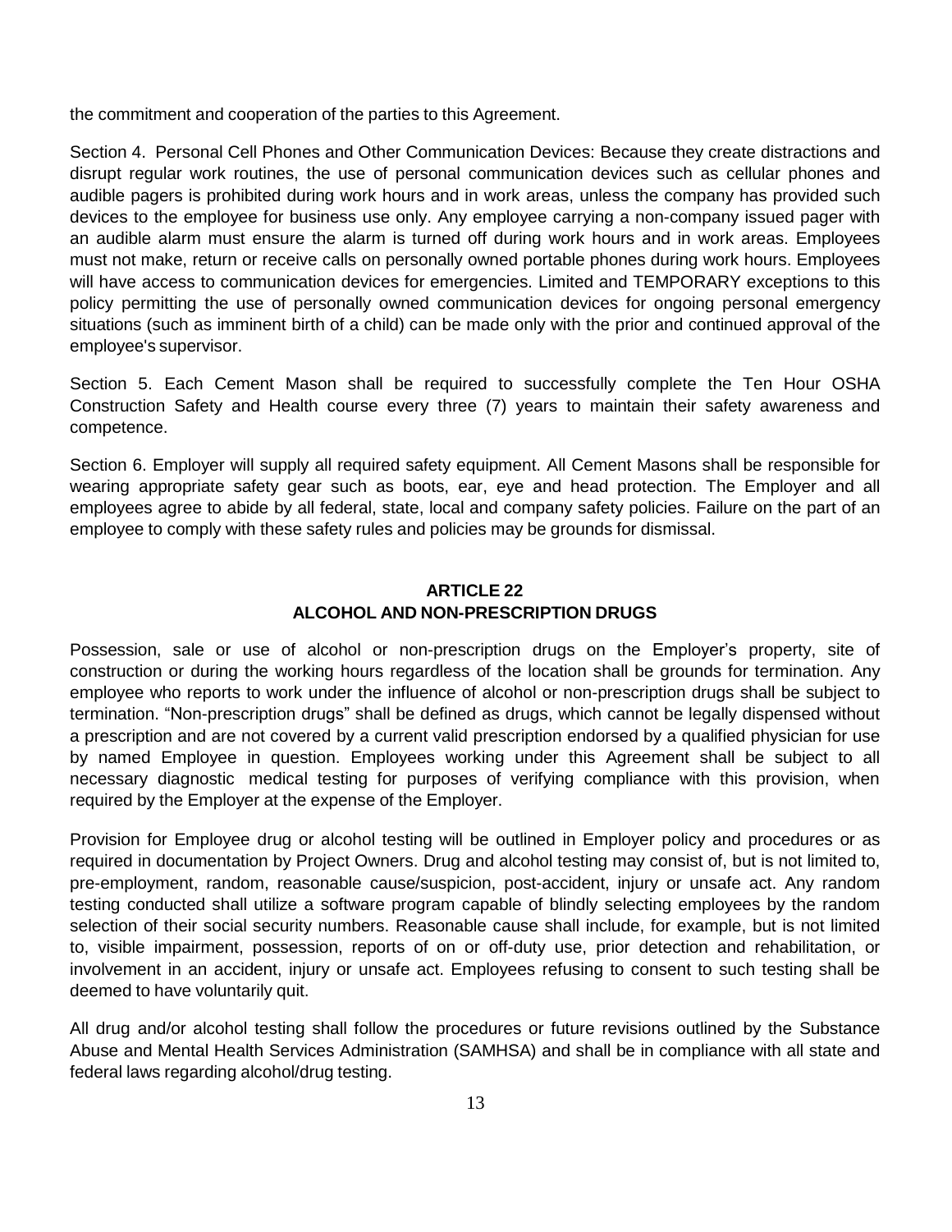the commitment and cooperation of the parties to this Agreement.

Section 4. Personal Cell Phones and Other Communication Devices: Because they create distractions and disrupt regular work routines, the use of personal communication devices such as cellular phones and audible pagers is prohibited during work hours and in work areas, unless the company has provided such devices to the employee for business use only. Any employee carrying a non-company issued pager with an audible alarm must ensure the alarm is turned off during work hours and in work areas. Employees must not make, return or receive calls on personally owned portable phones during work hours. Employees will have access to communication devices for emergencies. Limited and TEMPORARY exceptions to this policy permitting the use of personally owned communication devices for ongoing personal emergency situations (such as imminent birth of a child) can be made only with the prior and continued approval of the employee's supervisor.

Section 5. Each Cement Mason shall be required to successfully complete the Ten Hour OSHA Construction Safety and Health course every three (7) years to maintain their safety awareness and competence.

Section 6. Employer will supply all required safety equipment. All Cement Masons shall be responsible for wearing appropriate safety gear such as boots, ear, eye and head protection. The Employer and all employees agree to abide by all federal, state, local and company safety policies. Failure on the part of an employee to comply with these safety rules and policies may be grounds for dismissal.

## ARTICLE 22
## ALCOHOL AND NON-PRESCRIPTION DRUGS

Possession, sale or use of alcohol or non-prescription drugs on the Employer's property, site of construction or during the working hours regardless of the location shall be grounds for termination. Any employee who reports to work under the influence of alcohol or non-prescription drugs shall be subject to termination. "Non-prescription drugs" shall be defined as drugs, which cannot be legally dispensed without a prescription and are not covered by a current valid prescription endorsed by a qualified physician for use by named Employee in question. Employees working under this Agreement shall be subject to all necessary diagnostic medical testing for purposes of verifying compliance with this provision, when required by the Employer at the expense of the Employer.

Provision for Employee drug or alcohol testing will be outlined in Employer policy and procedures or as required in documentation by Project Owners. Drug and alcohol testing may consist of, but is not limited to, pre-employment, random, reasonable cause/suspicion, post-accident, injury or unsafe act. Any random testing conducted shall utilize a software program capable of blindly selecting employees by the random selection of their social security numbers. Reasonable cause shall include, for example, but is not limited to, visible impairment, possession, reports of on or off-duty use, prior detection and rehabilitation, or involvement in an accident, injury or unsafe act. Employees refusing to consent to such testing shall be deemed to have voluntarily quit.

All drug and/or alcohol testing shall follow the procedures or future revisions outlined by the Substance Abuse and Mental Health Services Administration (SAMHSA) and shall be in compliance with all state and federal laws regarding alcohol/drug testing.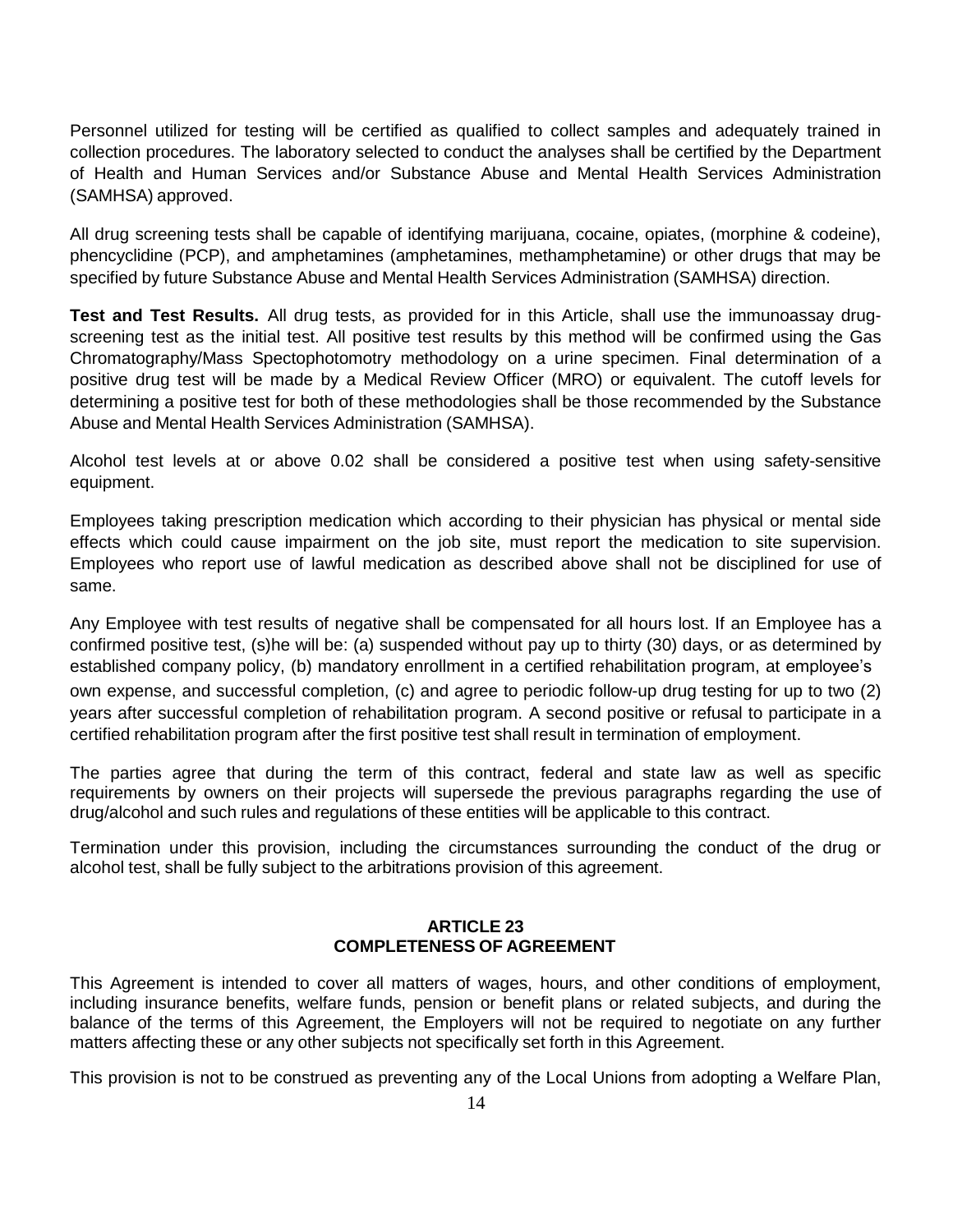Personnel utilized for testing will be certified as qualified to collect samples and adequately trained in collection procedures. The laboratory selected to conduct the analyses shall be certified by the Department of Health and Human Services and/or Substance Abuse and Mental Health Services Administration (SAMHSA) approved.

All drug screening tests shall be capable of identifying marijuana, cocaine, opiates, (morphine & codeine), phencyclidine (PCP), and amphetamines (amphetamines, methamphetamine) or other drugs that may be specified by future Substance Abuse and Mental Health Services Administration (SAMHSA) direction.

**Test and Test Results.** All drug tests, as provided for in this Article, shall use the immunoassay drug-screening test as the initial test. All positive test results by this method will be confirmed using the Gas Chromatography/Mass Spectophotomotry methodology on a urine specimen. Final determination of a positive drug test will be made by a Medical Review Officer (MRO) or equivalent. The cutoff levels for determining a positive test for both of these methodologies shall be those recommended by the Substance Abuse and Mental Health Services Administration (SAMHSA).

Alcohol test levels at or above 0.02 shall be considered a positive test when using safety-sensitive equipment.

Employees taking prescription medication which according to their physician has physical or mental side effects which could cause impairment on the job site, must report the medication to site supervision. Employees who report use of lawful medication as described above shall not be disciplined for use of same.

Any Employee with test results of negative shall be compensated for all hours lost. If an Employee has a confirmed positive test, (s)he will be: (a) suspended without pay up to thirty (30) days, or as determined by established company policy, (b) mandatory enrollment in a certified rehabilitation program, at employee's own expense, and successful completion, (c) and agree to periodic follow-up drug testing for up to two (2) years after successful completion of rehabilitation program. A second positive or refusal to participate in a certified rehabilitation program after the first positive test shall result in termination of employment.

The parties agree that during the term of this contract, federal and state law as well as specific requirements by owners on their projects will supersede the previous paragraphs regarding the use of drug/alcohol and such rules and regulations of these entities will be applicable to this contract.

Termination under this provision, including the circumstances surrounding the conduct of the drug or alcohol test, shall be fully subject to the arbitrations provision of this agreement.

## ARTICLE 23
## COMPLETENESS OF AGREEMENT

This Agreement is intended to cover all matters of wages, hours, and other conditions of employment, including insurance benefits, welfare funds, pension or benefit plans or related subjects, and during the balance of the terms of this Agreement, the Employers will not be required to negotiate on any further matters affecting these or any other subjects not specifically set forth in this Agreement.

This provision is not to be construed as preventing any of the Local Unions from adopting a Welfare Plan,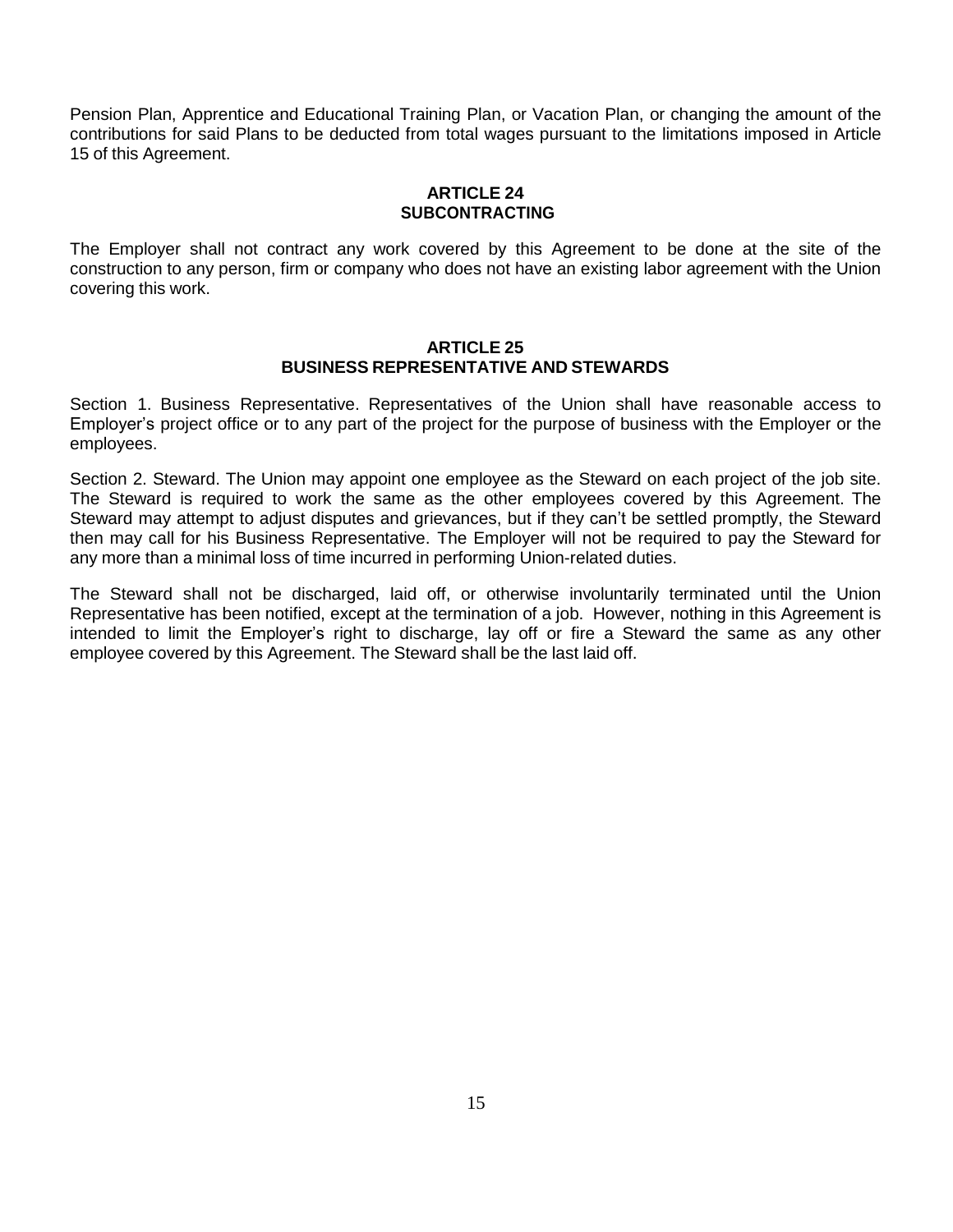Pension Plan, Apprentice and Educational Training Plan, or Vacation Plan, or changing the amount of the contributions for said Plans to be deducted from total wages pursuant to the limitations imposed in Article 15 of this Agreement.

## ARTICLE 24
## SUBCONTRACTING

The Employer shall not contract any work covered by this Agreement to be done at the site of the construction to any person, firm or company who does not have an existing labor agreement with the Union covering this work.

## ARTICLE 25
## BUSINESS REPRESENTATIVE AND STEWARDS

Section 1. Business Representative. Representatives of the Union shall have reasonable access to Employer's project office or to any part of the project for the purpose of business with the Employer or the employees.

Section 2. Steward. The Union may appoint one employee as the Steward on each project of the job site. The Steward is required to work the same as the other employees covered by this Agreement. The Steward may attempt to adjust disputes and grievances, but if they can't be settled promptly, the Steward then may call for his Business Representative. The Employer will not be required to pay the Steward for any more than a minimal loss of time incurred in performing Union-related duties.

The Steward shall not be discharged, laid off, or otherwise involuntarily terminated until the Union Representative has been notified, except at the termination of a job. However, nothing in this Agreement is intended to limit the Employer's right to discharge, lay off or fire a Steward the same as any other employee covered by this Agreement. The Steward shall be the last laid off.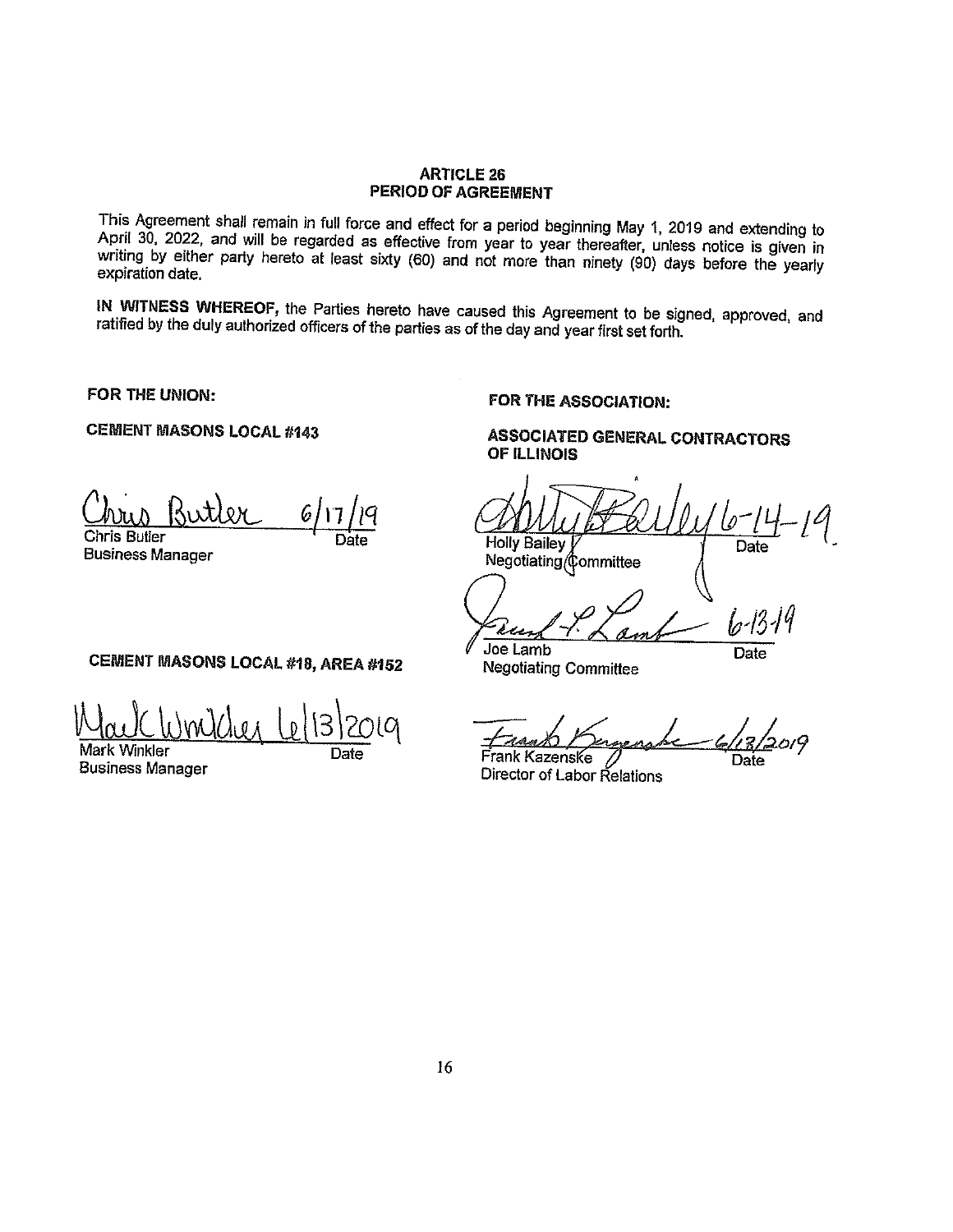## ARTICLE 26
## PERIOD OF AGREEMENT

This Agreement shall remain in full force and effect for a period beginning May 1, 2019 and extending to April 30, 2022, and will be regarded as effective from year to year thereafter, unless notice is given in writing by either party hereto at least sixty (60) and not more than ninety (90) days before the yearly expiration date.

**IN WITNESS WHEREOF,** the Parties hereto have caused this Agreement to be signed, approved, and ratified by the duly authorized officers of the parties as of the day and year first set forth.

**FOR THE UNION:**

**CEMENT MASONS LOCAL #143**

Chris Butler 6/17/19
Chris Butler — Date
Business Manager

**CEMENT MASONS LOCAL #18, AREA #152**

Mark Winkler 6/13/2019
Mark Winkler — Date
Business Manager

**FOR THE ASSOCIATION:**

**ASSOCIATED GENERAL CONTRACTORS OF ILLINOIS**

Holly Bailey 6-14-19
Holly Bailey — Date
Negotiating Committee

Joe Lamb 6-13-19
Joe Lamb — Date
Negotiating Committee

Frank Kazenske 6/13/2019
Frank Kazenske — Date
Director of Labor Relations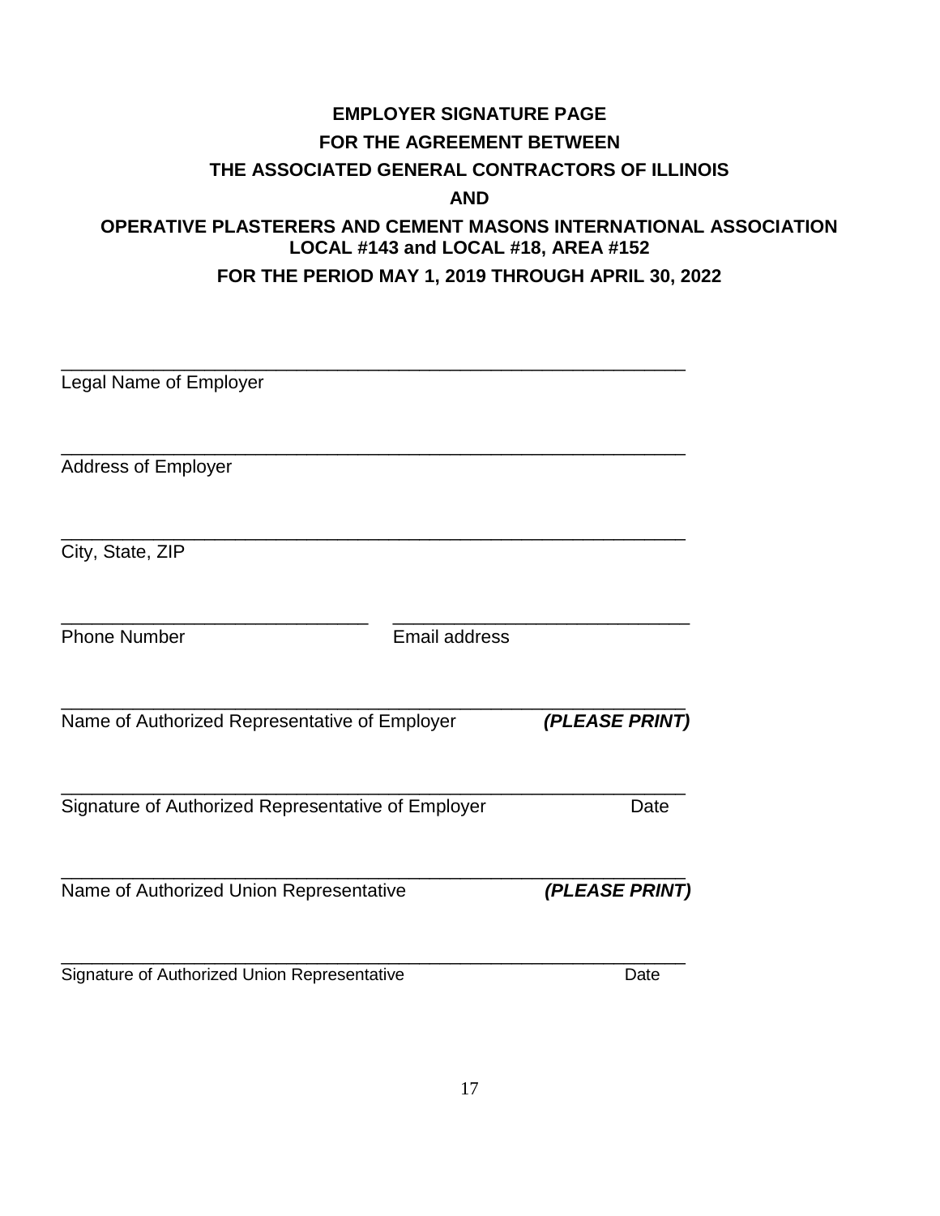**EMPLOYER SIGNATURE PAGE**

**FOR THE AGREEMENT BETWEEN**

**THE ASSOCIATED GENERAL CONTRACTORS OF ILLINOIS**

**AND**

**OPERATIVE PLASTERERS AND CEMENT MASONS INTERNATIONAL ASSOCIATION LOCAL #143 and LOCAL #18, AREA #152**

**FOR THE PERIOD MAY 1, 2019 THROUGH APRIL 30, 2022**

\_\_\_\_\_\_\_\_\_\_\_\_\_\_\_\_\_\_\_\_\_\_\_\_\_\_\_\_\_\_\_\_\_\_\_\_\_\_\_\_\_\_\_\_\_\_\_\_\_\_\_\_\_\_\_\_\_\_\_\_
Legal Name of Employer

\_\_\_\_\_\_\_\_\_\_\_\_\_\_\_\_\_\_\_\_\_\_\_\_\_\_\_\_\_\_\_\_\_\_\_\_\_\_\_\_\_\_\_\_\_\_\_\_\_\_\_\_\_\_\_\_\_\_\_\_
Address of Employer

\_\_\_\_\_\_\_\_\_\_\_\_\_\_\_\_\_\_\_\_\_\_\_\_\_\_\_\_\_\_\_\_\_\_\_\_\_\_\_\_\_\_\_\_\_\_\_\_\_\_\_\_\_\_\_\_\_\_\_\_
City, State, ZIP

\_\_\_\_\_\_\_\_\_\_\_\_\_\_\_\_\_\_\_\_\_\_\_\_\_\_\_\_\_\_ \_\_\_\_\_\_\_\_\_\_\_\_\_\_\_\_\_\_\_\_\_\_\_\_\_\_\_\_\_\_
Phone Number Email address

\_\_\_\_\_\_\_\_\_\_\_\_\_\_\_\_\_\_\_\_\_\_\_\_\_\_\_\_\_\_\_\_\_\_\_\_\_\_\_\_\_\_\_\_\_\_\_\_\_\_\_\_\_\_\_\_\_\_\_\_
Name of Authorized Representative of Employer ***(PLEASE PRINT)***

\_\_\_\_\_\_\_\_\_\_\_\_\_\_\_\_\_\_\_\_\_\_\_\_\_\_\_\_\_\_\_\_\_\_\_\_\_\_\_\_\_\_\_\_\_\_\_\_\_\_\_\_\_\_\_\_\_\_\_\_
Signature of Authorized Representative of Employer Date

\_\_\_\_\_\_\_\_\_\_\_\_\_\_\_\_\_\_\_\_\_\_\_\_\_\_\_\_\_\_\_\_\_\_\_\_\_\_\_\_\_\_\_\_\_\_\_\_\_\_\_\_\_\_\_\_\_\_\_\_
Name of Authorized Union Representative ***(PLEASE PRINT)***

\_\_\_\_\_\_\_\_\_\_\_\_\_\_\_\_\_\_\_\_\_\_\_\_\_\_\_\_\_\_\_\_\_\_\_\_\_\_\_\_\_\_\_\_\_\_\_\_\_\_\_\_\_\_\_\_\_\_\_\_
Signature of Authorized Union Representative Date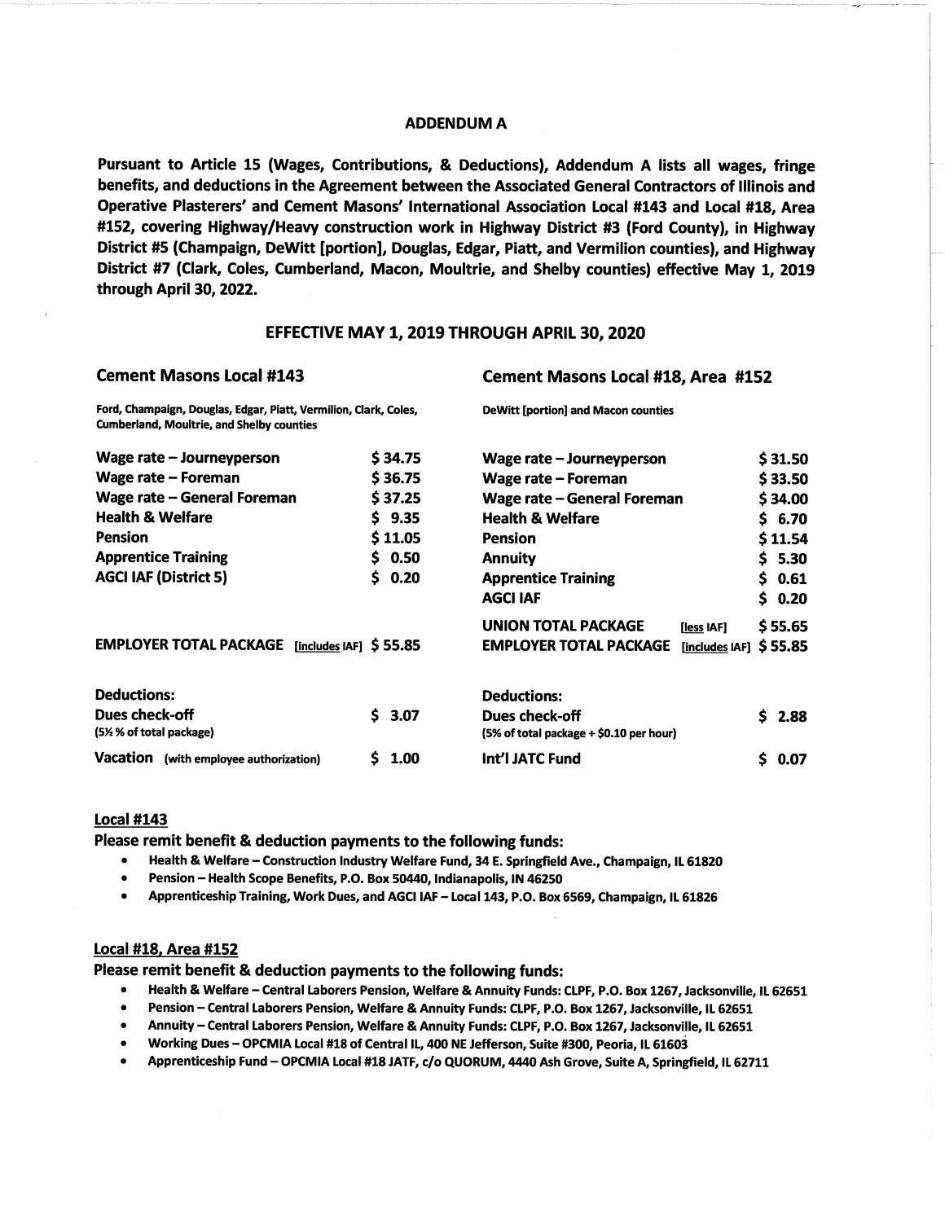## ADDENDUM A

**Pursuant to Article 15 (Wages, Contributions, & Deductions), Addendum A lists all wages, fringe benefits, and deductions in the Agreement between the Associated General Contractors of Illinois and Operative Plasterers' and Cement Masons' International Association Local #143 and Local #18, Area #152, covering Highway/Heavy construction work in Highway District #3 (Ford County), in Highway District #5 (Champaign, DeWitt [portion], Douglas, Edgar, Piatt, and Vermilion counties), and Highway District #7 (Clark, Coles, Cumberland, Macon, Moultrie, and Shelby counties) effective May 1, 2019 through April 30, 2022.**

### EFFECTIVE MAY 1, 2019 THROUGH APRIL 30, 2020

#### Cement Masons Local #143

**Ford, Champaign, Douglas, Edgar, Piatt, Vermilion, Clark, Coles, Cumberland, Moultrie, and Shelby counties**

| Item | Amount |
|---|---|
| **Wage rate – Journeyperson** | **$ 34.75** |
| **Wage rate – Foreman** | **$ 36.75** |
| **Wage rate – General Foreman** | **$ 37.25** |
| **Health & Welfare** | **$ 9.35** |
| **Pension** | **$ 11.05** |
| **Apprentice Training** | **$ 0.50** |
| **AGCI IAF (District 5)** | **$ 0.20** |
| **EMPLOYER TOTAL PACKAGE** [includes IAF] | **$ 55.85** |
| **Deductions:** | |
| **Dues check-off** (5½ % of total package) | **$ 3.07** |
| **Vacation** (with employee authorization) | **$ 1.00** |

#### Cement Masons Local #18, Area #152

**DeWitt [portion] and Macon counties**

| Item | Amount |
|---|---|
| **Wage rate – Journeyperson** | **$ 31.50** |
| **Wage rate – Foreman** | **$ 33.50** |
| **Wage rate – General Foreman** | **$ 34.00** |
| **Health & Welfare** | **$ 6.70** |
| **Pension** | **$ 11.54** |
| **Annuity** | **$ 5.30** |
| **Apprentice Training** | **$ 0.61** |
| **AGCI IAF** | **$ 0.20** |
| **UNION TOTAL PACKAGE** [less IAF] | **$ 55.65** |
| **EMPLOYER TOTAL PACKAGE** [includes IAF] | **$ 55.85** |
| **Deductions:** | |
| **Dues check-off** (5% of total package + $0.10 per hour) | **$ 2.88** |
| **Int'l JATC Fund** | **$ 0.07** |

#### Local #143

**Please remit benefit & deduction payments to the following funds:**

- **Health & Welfare – Construction Industry Welfare Fund, 34 E. Springfield Ave., Champaign, IL 61820**
- **Pension – Health Scope Benefits, P.O. Box 50440, Indianapolis, IN 46250**
- **Apprenticeship Training, Work Dues, and AGCI IAF – Local 143, P.O. Box 6569, Champaign, IL 61826**

#### Local #18, Area #152

**Please remit benefit & deduction payments to the following funds:**

- **Health & Welfare – Central Laborers Pension, Welfare & Annuity Funds: CLPF, P.O. Box 1267, Jacksonville, IL 62651**
- **Pension – Central Laborers Pension, Welfare & Annuity Funds: CLPF, P.O. Box 1267, Jacksonville, IL 62651**
- **Annuity – Central Laborers Pension, Welfare & Annuity Funds: CLPF, P.O. Box 1267, Jacksonville, IL 62651**
- **Working Dues – OPCMIA Local #18 of Central IL, 400 NE Jefferson, Suite #300, Peoria, IL 61603**
- **Apprenticeship Fund – OPCMIA Local #18 JATF, c/o QUORUM, 4440 Ash Grove, Suite A, Springfield, IL 62711**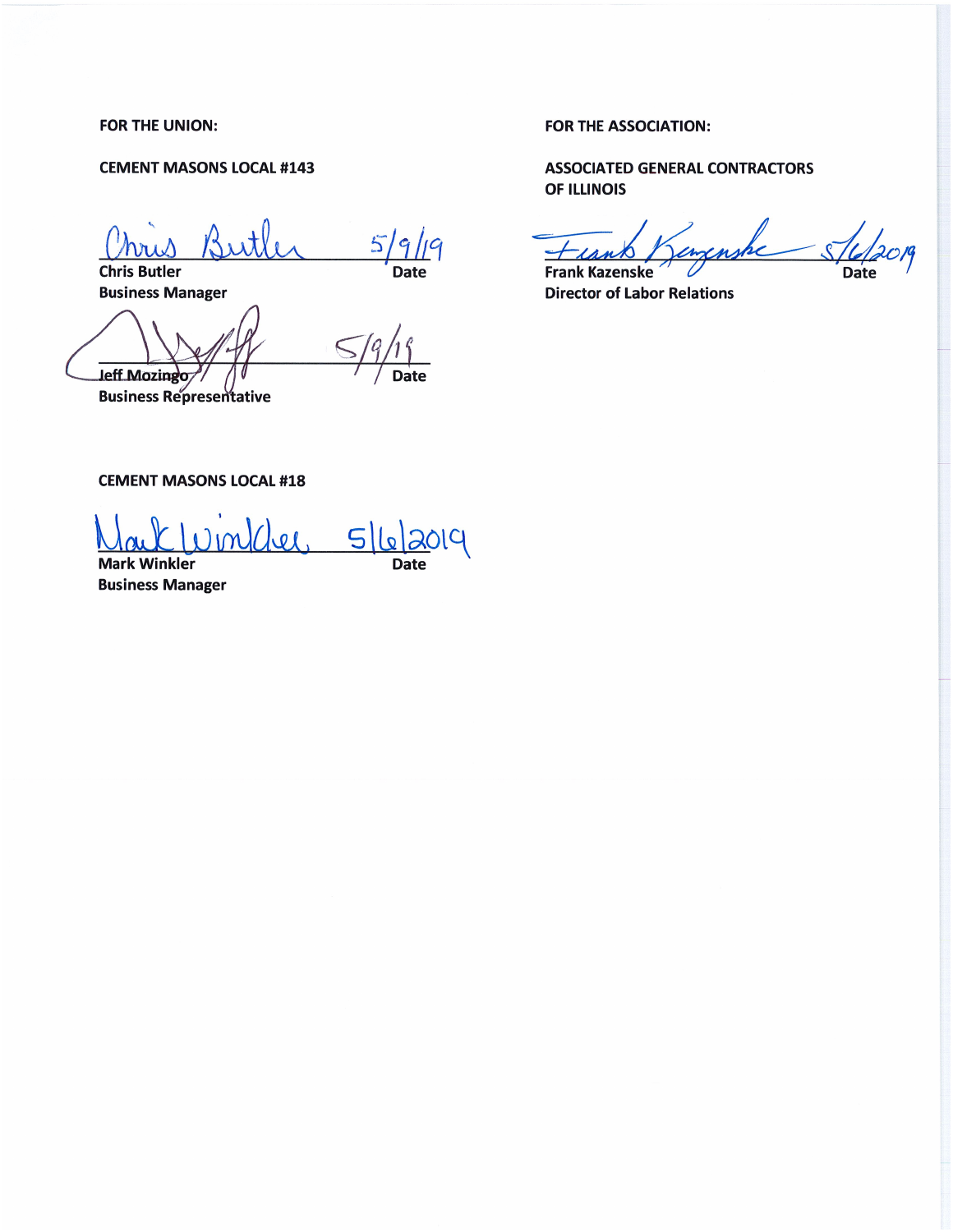**FOR THE UNION:**

**CEMENT MASONS LOCAL #143**

Chris Butler 5/9/19

**Chris Butler** **Date**

**Business Manager**

Jeff Mozingo 5/9/19

**Jeff Mozingo** **Date**

**Business Representative**

**CEMENT MASONS LOCAL #18**

Mark Winkler 5/6/2019

**Mark Winkler** **Date**

**Business Manager**

**FOR THE ASSOCIATION:**

**ASSOCIATED GENERAL CONTRACTORS OF ILLINOIS**

Frank Kazenske 5/6/2019

**Frank Kazenske** **Date**

**Director of Labor Relations**